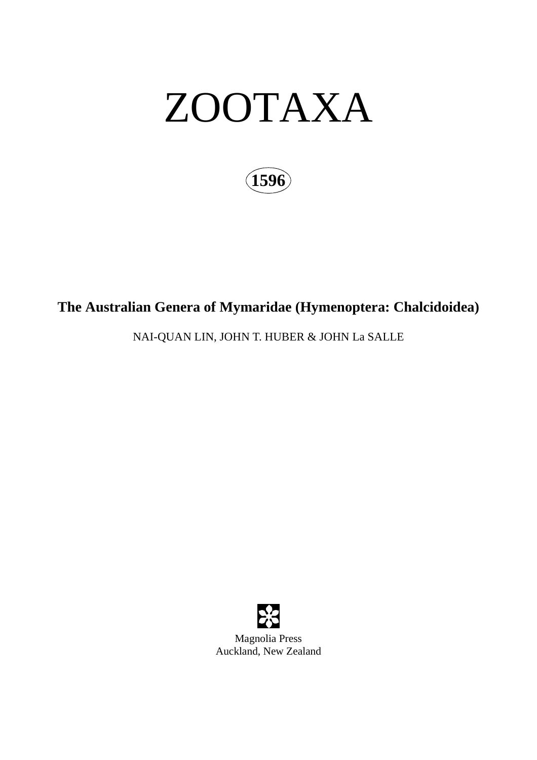# ZOOTAXA

**1596**

## The Australian Genera of Mymaridae (Hymenoptera: Chalcidoidea)

NAI-QUAN LIN, JOHN T. HUBER & JOHN La SALLE

Magnolia Press
Auckland, New Zealand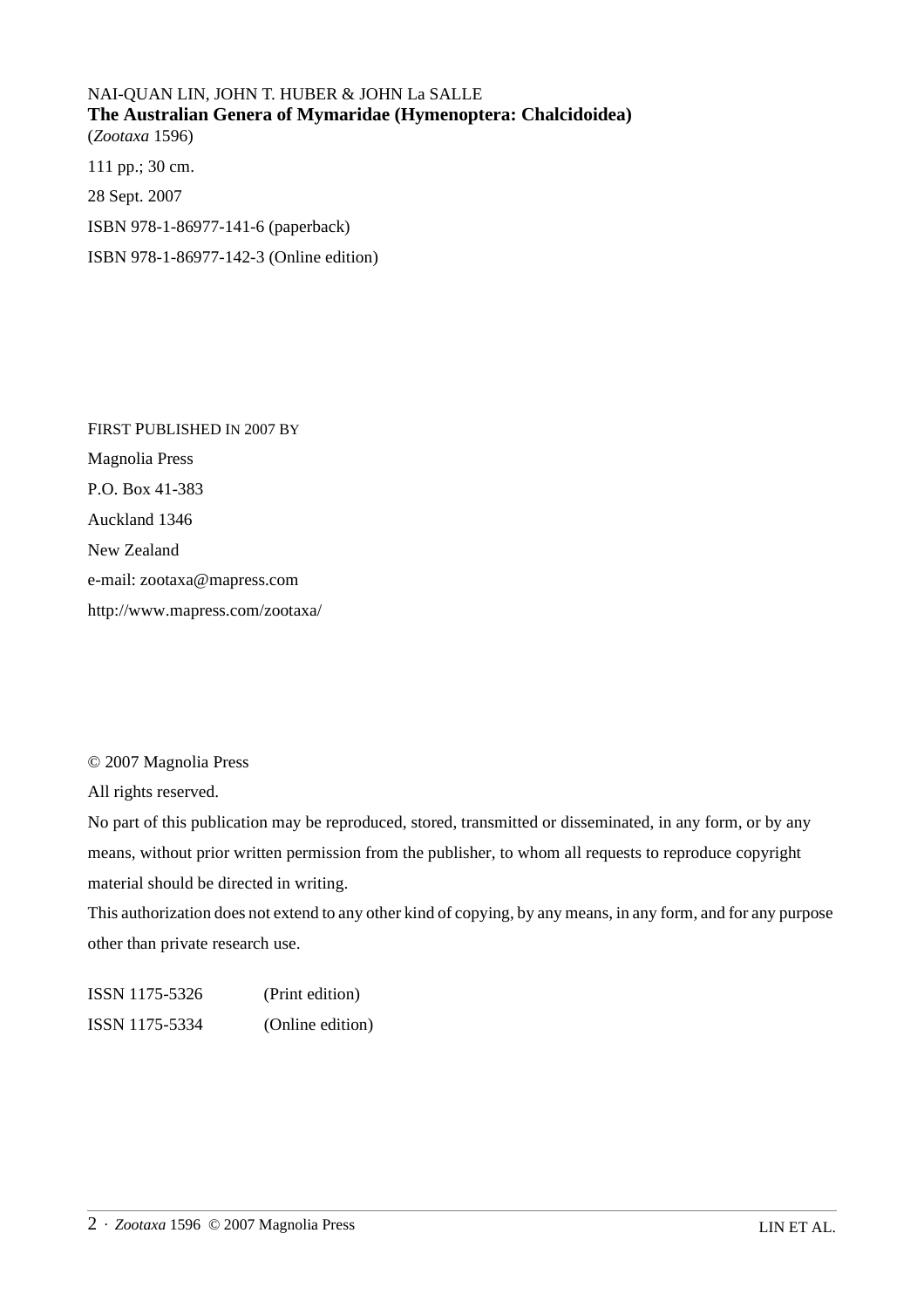NAI-QUAN LIN, JOHN T. HUBER & JOHN La SALLE
**The Australian Genera of Mymaridae (Hymenoptera: Chalcidoidea)**
(*Zootaxa* 1596)

111 pp.; 30 cm.

28 Sept. 2007

ISBN 978-1-86977-141-6 (paperback)

ISBN 978-1-86977-142-3 (Online edition)

FIRST PUBLISHED IN 2007 BY

Magnolia Press

P.O. Box 41-383

Auckland 1346

New Zealand

e-mail: zootaxa@mapress.com

http://www.mapress.com/zootaxa/

© 2007 Magnolia Press

All rights reserved.

No part of this publication may be reproduced, stored, transmitted or disseminated, in any form, or by any means, without prior written permission from the publisher, to whom all requests to reproduce copyright material should be directed in writing.

This authorization does not extend to any other kind of copying, by any means, in any form, and for any purpose other than private research use.

ISSN 1175-5326 (Print edition)

ISSN 1175-5334 (Online edition)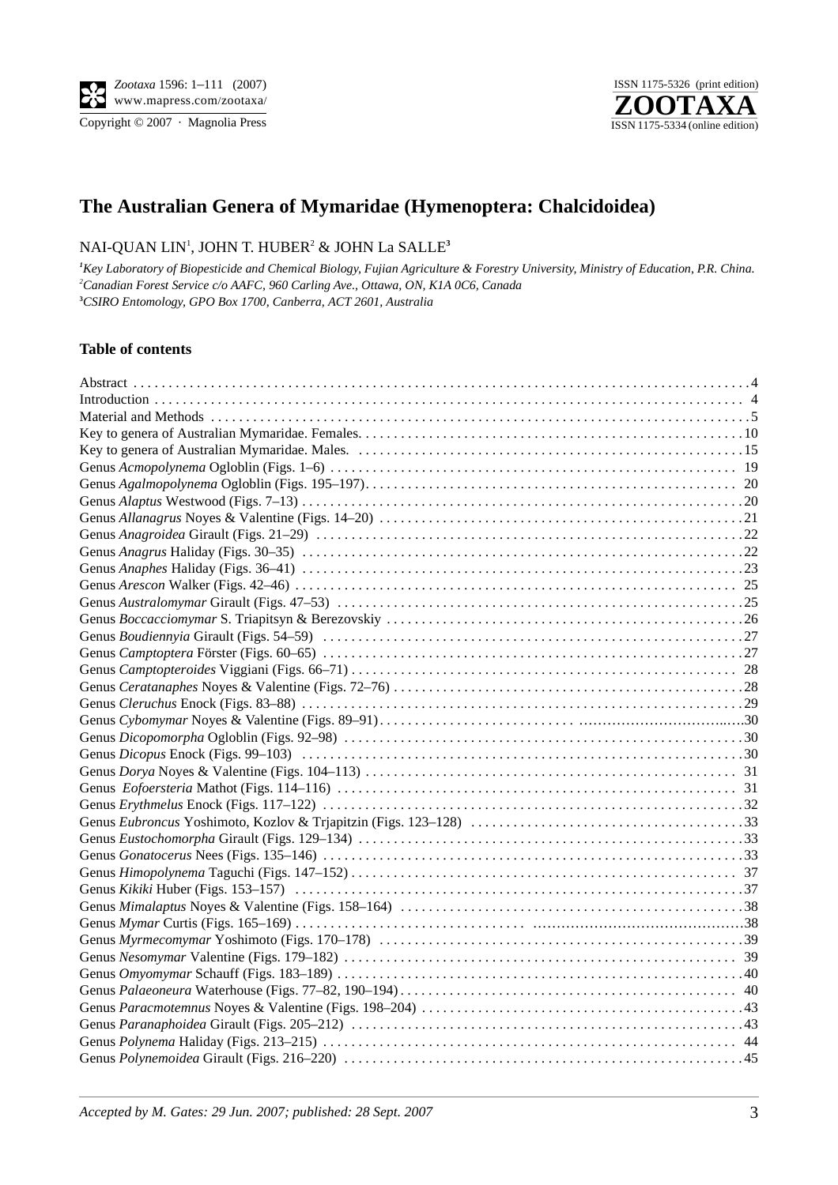# The Australian Genera of Mymaridae (Hymenoptera: Chalcidoidea)

NAI-QUAN LIN[1], JOHN T. HUBER[2] & JOHN La SALLE[3]

[1] *Key Laboratory of Biopesticide and Chemical Biology, Fujian Agriculture & Forestry University, Ministry of Education, P.R. China.*
[2] *Canadian Forest Service c/o AAFC, 960 Carling Ave., Ottawa, ON, K1A 0C6, Canada*
[3] *CSIRO Entomology, GPO Box 1700, Canberra, ACT 2601, Australia*

### Table of contents

Abstract . . . 4
Introduction . . . 4
Material and Methods . . . 5
Key to genera of Australian Mymaridae. Females. . . . 10
Key to genera of Australian Mymaridae. Males. . . . 15
Genus *Acmopolynema* Ogloblin (Figs. 1–6) . . . 19
Genus *Agalmopolynema* Ogloblin (Figs. 195–197). . . . 20
Genus *Alaptus* Westwood (Figs. 7–13) . . . 20
Genus *Allanagrus* Noyes & Valentine (Figs. 14–20) . . . 21
Genus *Anagroidea* Girault (Figs. 21–29) . . . 22
Genus *Anagrus* Haliday (Figs. 30–35) . . . 22
Genus *Anaphes* Haliday (Figs. 36–41) . . . 23
Genus *Arescon* Walker (Figs. 42–46) . . . 25
Genus *Australomymar* Girault (Figs. 47–53) . . . 25
Genus *Boccacciomymar* S. Triapitsyn & Berezovskiy . . . 26
Genus *Boudiennyia* Girault (Figs. 54–59) . . . 27
Genus *Camptoptera* Förster (Figs. 60–65) . . . 27
Genus *Camptopteroides* Viggiani (Figs. 66–71) . . . 28
Genus *Ceratanaphes* Noyes & Valentine (Figs. 72–76) . . . 28
Genus *Cleruchus* Enock (Figs. 83–88) . . . 29
Genus *Cybomymar* Noyes & Valentine (Figs. 89–91) . . . 30
Genus *Dicopomorpha* Ogloblin (Figs. 92–98) . . . 30
Genus *Dicopus* Enock (Figs. 99–103) . . . 30
Genus *Dorya* Noyes & Valentine (Figs. 104–113) . . . 31
Genus *Eofoersteria* Mathot (Figs. 114–116) . . . 31
Genus *Erythmelus* Enock (Figs. 117–122) . . . 32
Genus *Eubroncus* Yoshimoto, Kozlov & Trjapitzin (Figs. 123–128) . . . 33
Genus *Eustochomorpha* Girault (Figs. 129–134) . . . 33
Genus *Gonatocerus* Nees (Figs. 135–146) . . . 33
Genus *Himopolynema* Taguchi (Figs. 147–152) . . . 37
Genus *Kikiki* Huber (Figs. 153–157) . . . 37
Genus *Mimalaptus* Noyes & Valentine (Figs. 158–164) . . . 38
Genus *Mymar* Curtis (Figs. 165–169) . . . 38
Genus *Myrmecomymar* Yoshimoto (Figs. 170–178) . . . 39
Genus *Nesomymar* Valentine (Figs. 179–182) . . . 39
Genus *Omyomymar* Schauff (Figs. 183–189) . . . 40
Genus *Palaeoneura* Waterhouse (Figs. 77–82, 190–194) . . . 40
Genus *Paracmotemnus* Noyes & Valentine (Figs. 198–204) . . . 43
Genus *Paranaphoidea* Girault (Figs. 205–212) . . . 43
Genus *Polynema* Haliday (Figs. 213–215) . . . 44
Genus *Polynemoidea* Girault (Figs. 216–220) . . . 45

*Accepted by M. Gates: 29 Jun. 2007; published: 28 Sept. 2007*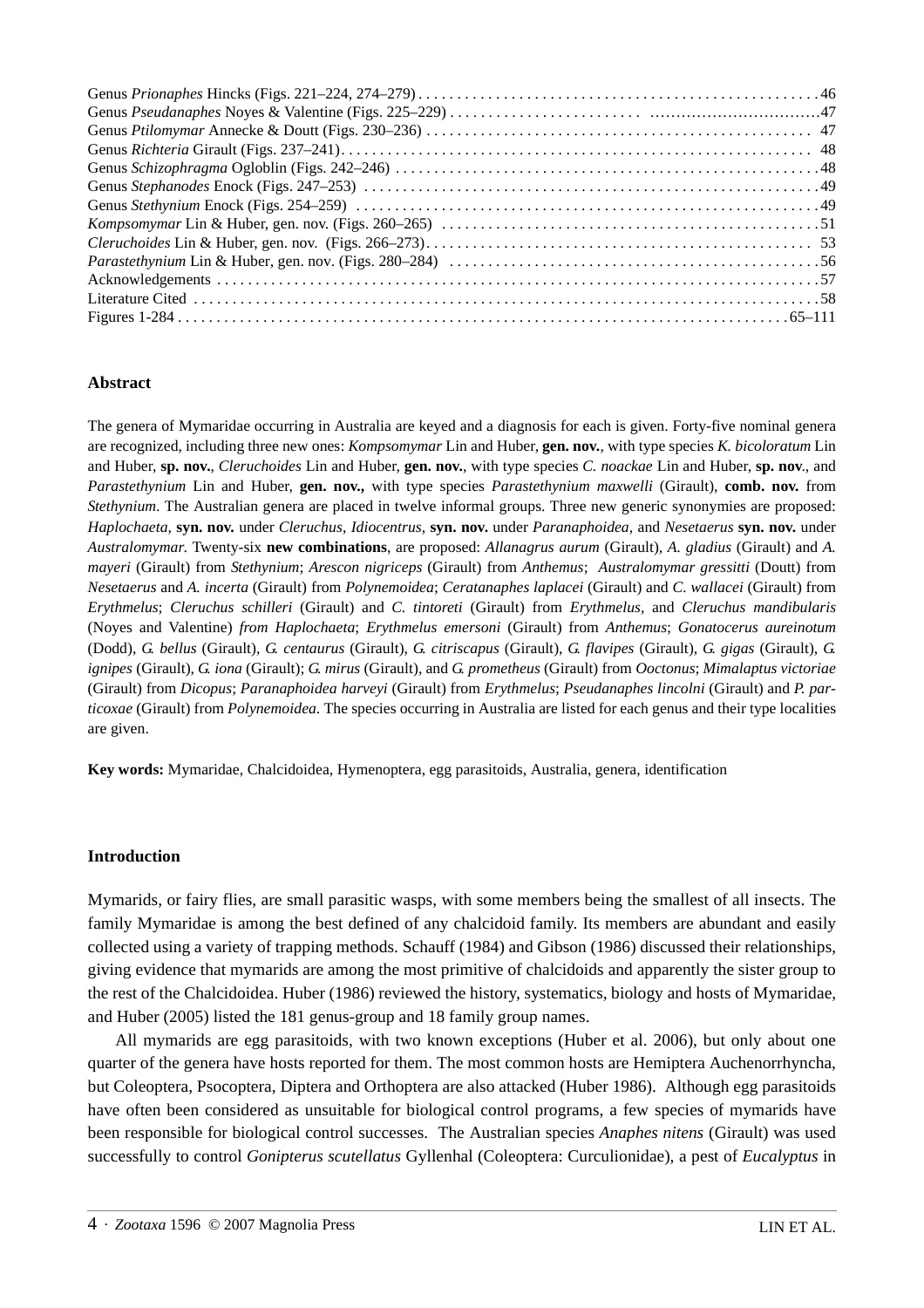Genus *Prionaphes* Hincks (Figs. 221–224, 274–279) .................................................. 46
Genus *Pseudanaphes* Noyes & Valentine (Figs. 225–229) .................................................. 47
Genus *Ptilomymar* Annecke & Doutt (Figs. 230–236) .................................................. 47
Genus *Richteria* Girault (Figs. 237–241) .................................................. 48
Genus *Schizophragma* Ogloblin (Figs. 242–246) .................................................. 48
Genus *Stephanodes* Enock (Figs. 247–253) .................................................. 49
Genus *Stethynium* Enock (Figs. 254–259) .................................................. 49
*Kompsomymar* Lin & Huber, gen. nov. (Figs. 260–265) .................................................. 51
*Cleruchoides* Lin & Huber, gen. nov. (Figs. 266–273) .................................................. 53
*Parastethynium* Lin & Huber, gen. nov. (Figs. 280–284) .................................................. 56
Acknowledgements .................................................. 57
Literature Cited .................................................. 58
Figures 1-284 .................................................. 65–111

**Abstract**

The genera of Mymaridae occurring in Australia are keyed and a diagnosis for each is given. Forty-five nominal genera are recognized, including three new ones: *Kompsomymar* Lin and Huber, **gen. nov.**, with type species *K. bicoloratum* Lin and Huber, **sp. nov.**, *Cleruchoides* Lin and Huber, **gen. nov.**, with type species *C. noackae* Lin and Huber, **sp. nov**., and *Parastethynium* Lin and Huber, **gen. nov.,** with type species *Parastethynium maxwelli* (Girault), **comb. nov.** from *Stethynium*. The Australian genera are placed in twelve informal groups. Three new generic synonymies are proposed: *Haplochaeta,* **syn. nov.** under *Cleruchus*, *Idiocentrus*, **syn. nov.** under *Paranaphoidea,* and *Nesetaerus* **syn. nov.** under *Australomymar.* Twenty-six **new combinations**, are proposed: *Allanagrus aurum* (Girault), *A. gladius* (Girault) and *A. mayeri* (Girault) from *Stethynium*; *Arescon nigriceps* (Girault) from *Anthemus*; *Australomymar gressitti* (Doutt) from *Nesetaerus* and *A. incerta* (Girault) from *Polynemoidea*; *Ceratanaphes laplacei* (Girault) and *C. wallacei* (Girault) from *Erythmelus*; *Cleruchus schilleri* (Girault) and *C. tintoreti* (Girault) from *Erythmelus,* and *Cleruchus mandibularis* (Noyes and Valentine) *from Haplochaeta*; *Erythmelus emersoni* (Girault) from *Anthemus*; *Gonatocerus aureinotum* (Dodd), *G. bellus* (Girault), *G. centaurus* (Girault), *G. citriscapus* (Girault), *G. flavipes* (Girault), *G. gigas* (Girault), *G. ignipes* (Girault), *G. iona* (Girault); *G. mirus* (Girault), and *G. prometheus* (Girault) from *Ooctonus*; *Mimalaptus victoriae* (Girault) from *Dicopus*; *Paranaphoidea harveyi* (Girault) from *Erythmelus*; *Pseudanaphes lincolni* (Girault) and *P. particoxae* (Girault) from *Polynemoidea.* The species occurring in Australia are listed for each genus and their type localities are given.

**Key words:** Mymaridae, Chalcidoidea, Hymenoptera, egg parasitoids, Australia, genera, identification

**Introduction**

Mymarids, or fairy flies, are small parasitic wasps, with some members being the smallest of all insects. The family Mymaridae is among the best defined of any chalcidoid family. Its members are abundant and easily collected using a variety of trapping methods. Schauff (1984) and Gibson (1986) discussed their relationships, giving evidence that mymarids are among the most primitive of chalcidoids and apparently the sister group to the rest of the Chalcidoidea. Huber (1986) reviewed the history, systematics, biology and hosts of Mymaridae, and Huber (2005) listed the 181 genus-group and 18 family group names.

All mymarids are egg parasitoids, with two known exceptions (Huber et al. 2006), but only about one quarter of the genera have hosts reported for them. The most common hosts are Hemiptera Auchenorrhyncha, but Coleoptera, Psocoptera, Diptera and Orthoptera are also attacked (Huber 1986). Although egg parasitoids have often been considered as unsuitable for biological control programs, a few species of mymarids have been responsible for biological control successes. The Australian species *Anaphes nitens* (Girault) was used successfully to control *Gonipterus scutellatus* Gyllenhal (Coleoptera: Curculionidae), a pest of *Eucalyptus* in